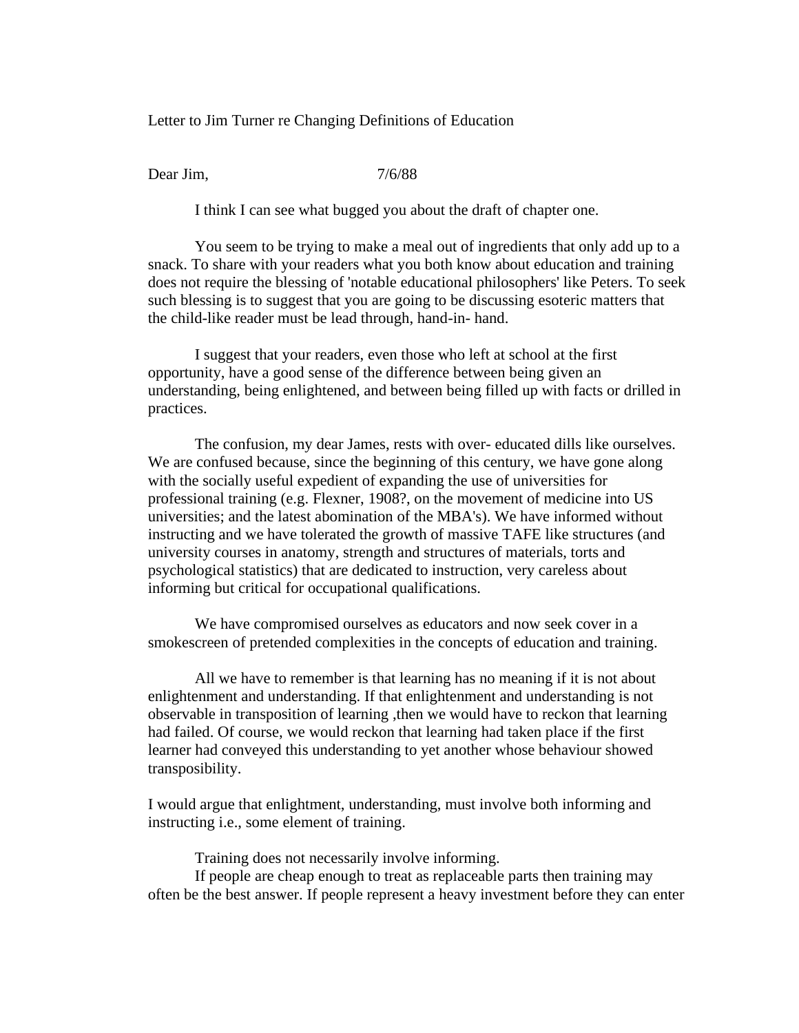Letter to Jim Turner re Changing Definitions of Education

Dear Jim, 7/6/88

I think I can see what bugged you about the draft of chapter one.

You seem to be trying to make a meal out of ingredients that only add up to a snack. To share with your readers what you both know about education and training does not require the blessing of 'notable educational philosophers' like Peters. To seek such blessing is to suggest that you are going to be discussing esoteric matters that the child-like reader must be lead through, hand-in- hand.

I suggest that your readers, even those who left at school at the first opportunity, have a good sense of the difference between being given an understanding, being enlightened, and between being filled up with facts or drilled in practices.

The confusion, my dear James, rests with over- educated dills like ourselves. We are confused because, since the beginning of this century, we have gone along with the socially useful expedient of expanding the use of universities for professional training (e.g. Flexner, 1908?, on the movement of medicine into US universities; and the latest abomination of the MBA's). We have informed without instructing and we have tolerated the growth of massive TAFE like structures (and university courses in anatomy, strength and structures of materials, torts and psychological statistics) that are dedicated to instruction, very careless about informing but critical for occupational qualifications.

We have compromised ourselves as educators and now seek cover in a smokescreen of pretended complexities in the concepts of education and training.

All we have to remember is that learning has no meaning if it is not about enlightenment and understanding. If that enlightenment and understanding is not observable in transposition of learning ,then we would have to reckon that learning had failed. Of course, we would reckon that learning had taken place if the first learner had conveyed this understanding to yet another whose behaviour showed transposibility.

I would argue that enlightment, understanding, must involve both informing and instructing i.e., some element of training.

Training does not necessarily involve informing.

If people are cheap enough to treat as replaceable parts then training may often be the best answer. If people represent a heavy investment before they can enter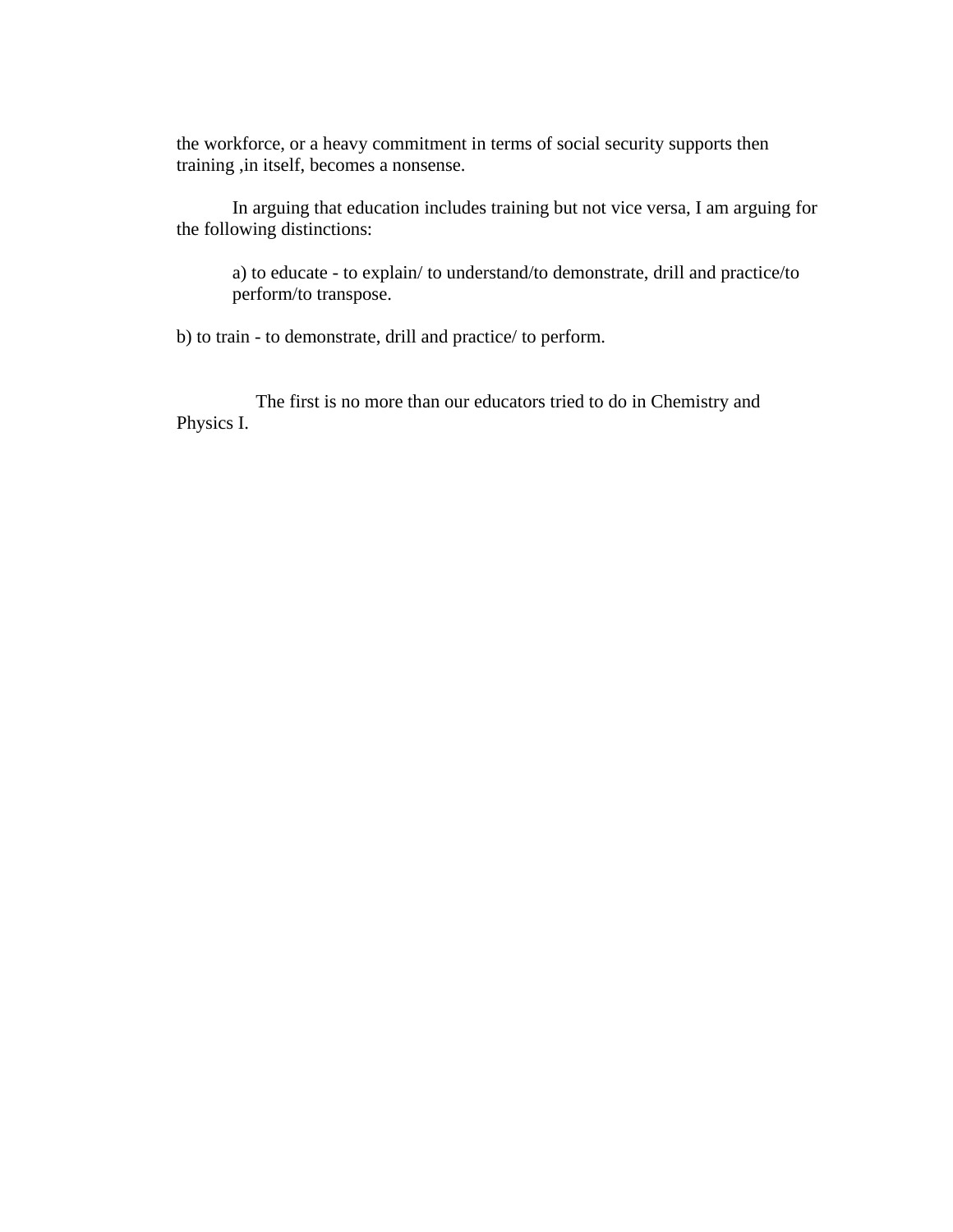the workforce, or a heavy commitment in terms of social security supports then training ,in itself, becomes a nonsense.

In arguing that education includes training but not vice versa, I am arguing for the following distinctions:

a) to educate - to explain/ to understand/to demonstrate, drill and practice/to perform/to transpose.

b) to train - to demonstrate, drill and practice/ to perform.

The first is no more than our educators tried to do in Chemistry and Physics I.